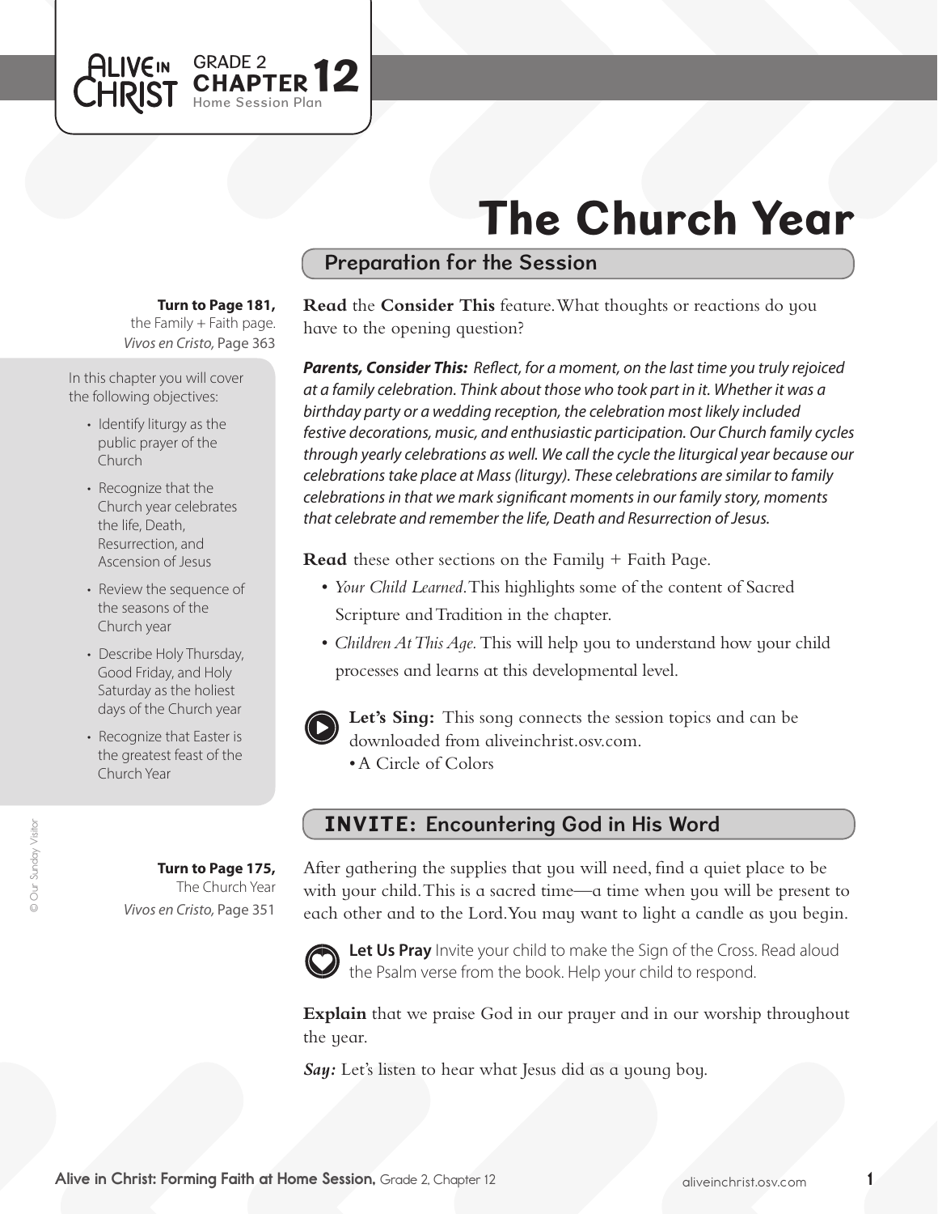ALIVE IN CHRIST GRADE 2 CHAPTER 12 Home Session Plan

# The Church Year

## Preparation for the Session

**Turn to Page 181,** the Family + Faith page. *Vivos en Cristo,* Page 363

In this chapter you will cover the following objectives:

- Identify liturgy as the public prayer of the Church
- Recognize that the Church year celebrates the life, Death, Resurrection, and Ascension of Jesus
- Review the sequence of the seasons of the Church year
- Describe Holy Thursday, Good Friday, and Holy Saturday as the holiest days of the Church year
- Recognize that Easter is the greatest feast of the Church Year

**Read** the **Consider This** feature. What thoughts or reactions do you have to the opening question?

***Parents, Consider This:*** *Reflect, for a moment, on the last time you truly rejoiced at a family celebration. Think about those who took part in it. Whether it was a birthday party or a wedding reception, the celebration most likely included festive decorations, music, and enthusiastic participation. Our Church family cycles through yearly celebrations as well. We call the cycle the liturgical year because our celebrations take place at Mass (liturgy). These celebrations are similar to family celebrations in that we mark significant moments in our family story, moments that celebrate and remember the life, Death and Resurrection of Jesus.*

**Read** these other sections on the Family + Faith Page.

- *Your Child Learned.* This highlights some of the content of Sacred Scripture and Tradition in the chapter.
- *Children At This Age.* This will help you to understand how your child processes and learns at this developmental level.

**Let's Sing:** This song connects the session topics and can be downloaded from aliveinchrist.osv.com.
- A Circle of Colors

## INVITE: Encountering God in His Word

**Turn to Page 175,** The Church Year *Vivos en Cristo,* Page 351

After gathering the supplies that you will need, find a quiet place to be with your child. This is a sacred time—a time when you will be present to each other and to the Lord. You may want to light a candle as you begin.

**Let Us Pray** Invite your child to make the Sign of the Cross. Read aloud the Psalm verse from the book. Help your child to respond.

**Explain** that we praise God in our prayer and in our worship throughout the year.

***Say:*** Let's listen to hear what Jesus did as a young boy.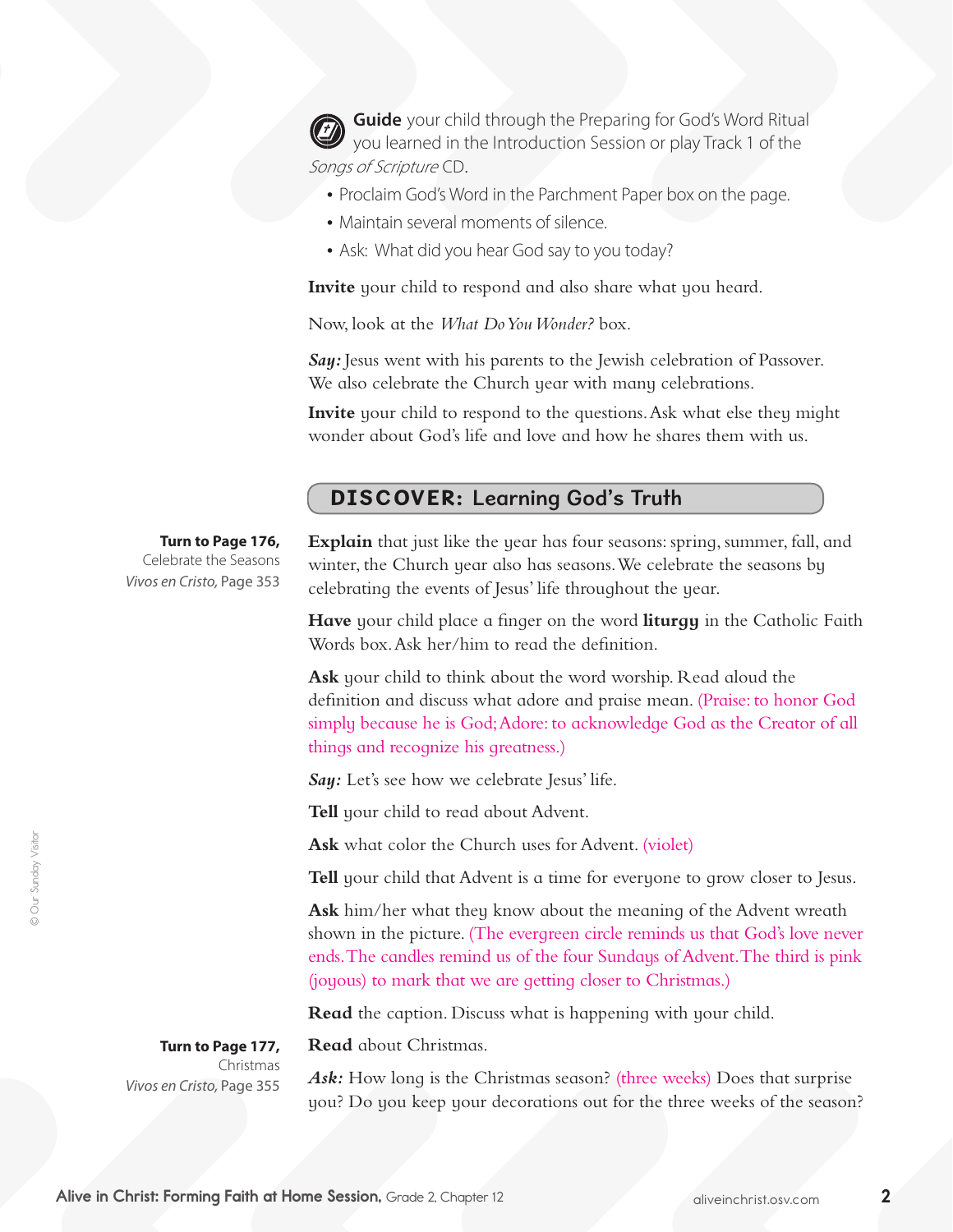**Guide** your child through the Preparing for God's Word Ritual you learned in the Introduction Session or play Track 1 of the *Songs of Scripture* CD.

- Proclaim God's Word in the Parchment Paper box on the page.
- Maintain several moments of silence.
- Ask: What did you hear God say to you today?

**Invite** your child to respond and also share what you heard.

Now, look at the *What Do You Wonder?* box.

***Say:*** Jesus went with his parents to the Jewish celebration of Passover. We also celebrate the Church year with many celebrations.

**Invite** your child to respond to the questions. Ask what else they might wonder about God's life and love and how he shares them with us.

## DISCOVER: Learning God's Truth

**Turn to Page 176,**
Celebrate the Seasons
*Vivos en Cristo,* Page 353

**Explain** that just like the year has four seasons: spring, summer, fall, and winter, the Church year also has seasons. We celebrate the seasons by celebrating the events of Jesus' life throughout the year.

**Have** your child place a finger on the word **liturgy** in the Catholic Faith Words box. Ask her/him to read the definition.

**Ask** your child to think about the word worship. Read aloud the definition and discuss what adore and praise mean. (Praise: to honor God simply because he is God; Adore: to acknowledge God as the Creator of all things and recognize his greatness.)

***Say:*** Let's see how we celebrate Jesus' life.

**Tell** your child to read about Advent.

**Ask** what color the Church uses for Advent. (violet)

**Tell** your child that Advent is a time for everyone to grow closer to Jesus.

**Ask** him/her what they know about the meaning of the Advent wreath shown in the picture. (The evergreen circle reminds us that God's love never ends. The candles remind us of the four Sundays of Advent. The third is pink (joyous) to mark that we are getting closer to Christmas.)

**Read** the caption. Discuss what is happening with your child.

**Turn to Page 177,**
Christmas
*Vivos en Cristo,* Page 355

**Read** about Christmas.

***Ask:*** How long is the Christmas season? (three weeks) Does that surprise you? Do you keep your decorations out for the three weeks of the season?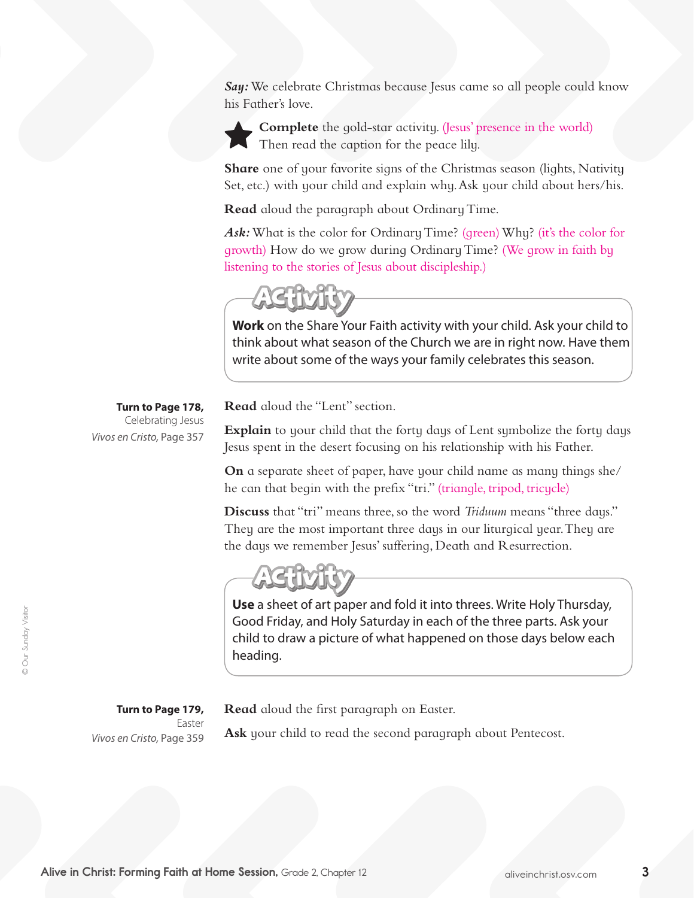***Say:*** We celebrate Christmas because Jesus came so all people could know his Father's love.

★ **Complete** the gold-star activity. (Jesus' presence in the world) Then read the caption for the peace lily.

**Share** one of your favorite signs of the Christmas season (lights, Nativity Set, etc.) with your child and explain why. Ask your child about hers/his.

**Read** aloud the paragraph about Ordinary Time.

***Ask:*** What is the color for Ordinary Time? (green) Why? (it's the color for growth) How do we grow during Ordinary Time? (We grow in faith by listening to the stories of Jesus about discipleship.)

**Activity**

**Work** on the Share Your Faith activity with your child. Ask your child to think about what season of the Church we are in right now. Have them write about some of the ways your family celebrates this season.

**Turn to Page 178,**
Celebrating Jesus
*Vivos en Cristo,* Page 357

**Read** aloud the "Lent" section.

**Explain** to your child that the forty days of Lent symbolize the forty days Jesus spent in the desert focusing on his relationship with his Father.

**On** a separate sheet of paper, have your child name as many things she/he can that begin with the prefix "tri." (triangle, tripod, tricycle)

**Discuss** that "tri" means three, so the word *Triduum* means "three days." They are the most important three days in our liturgical year. They are the days we remember Jesus' suffering, Death and Resurrection.

**Activity**

**Use** a sheet of art paper and fold it into threes. Write Holy Thursday, Good Friday, and Holy Saturday in each of the three parts. Ask your child to draw a picture of what happened on those days below each heading.

**Turn to Page 179,**
Easter
*Vivos en Cristo,* Page 359

**Read** aloud the first paragraph on Easter.

**Ask** your child to read the second paragraph about Pentecost.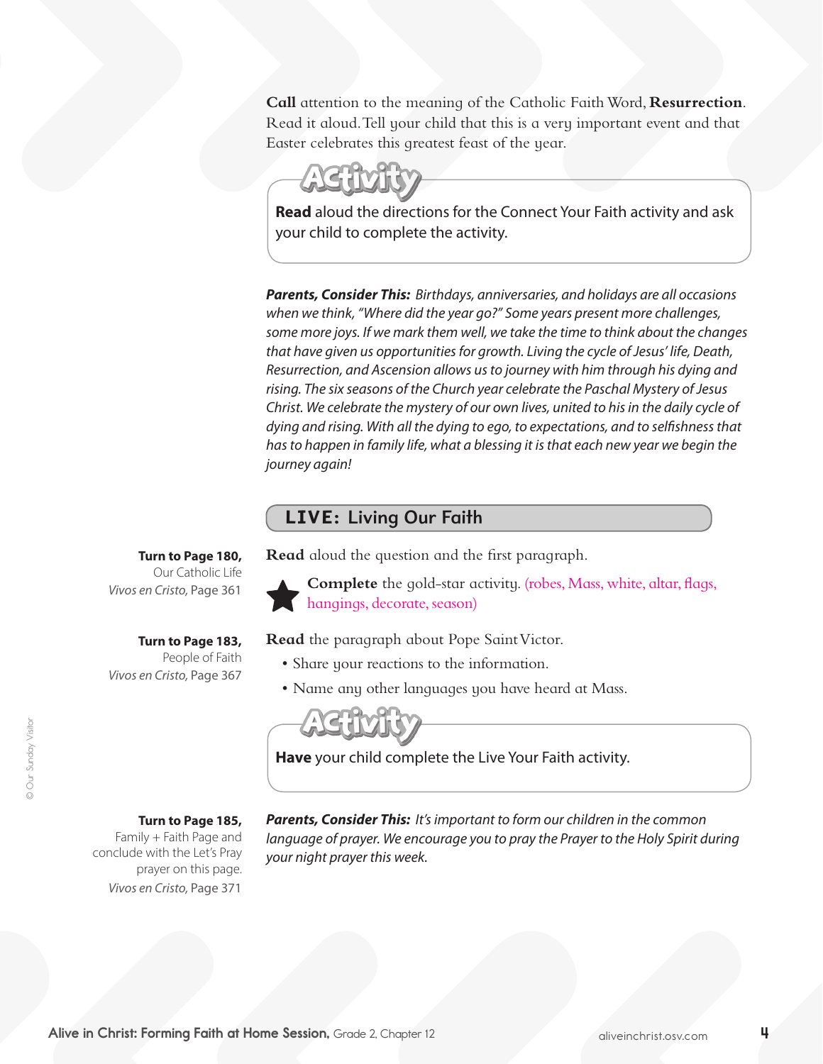**Call** attention to the meaning of the Catholic Faith Word, **Resurrection**. Read it aloud. Tell your child that this is a very important event and that Easter celebrates this greatest feast of the year.

**Activity**

**Read** aloud the directions for the Connect Your Faith activity and ask your child to complete the activity.

***Parents, Consider This:*** *Birthdays, anniversaries, and holidays are all occasions when we think, "Where did the year go?" Some years present more challenges, some more joys. If we mark them well, we take the time to think about the changes that have given us opportunities for growth. Living the cycle of Jesus' life, Death, Resurrection, and Ascension allows us to journey with him through his dying and rising. The six seasons of the Church year celebrate the Paschal Mystery of Jesus Christ. We celebrate the mystery of our own lives, united to his in the daily cycle of dying and rising. With all the dying to ego, to expectations, and to selfishness that has to happen in family life, what a blessing it is that each new year we begin the journey again!*

## LIVE: Living Our Faith

**Turn to Page 180,** Our Catholic Life *Vivos en Cristo,* Page 361

**Read** aloud the question and the first paragraph.

★ **Complete** the gold-star activity. (robes, Mass, white, altar, flags, hangings, decorate, season)

**Turn to Page 183,** People of Faith *Vivos en Cristo,* Page 367

**Read** the paragraph about Pope Saint Victor.

- Share your reactions to the information.
- Name any other languages you have heard at Mass.

**Activity**

**Have** your child complete the Live Your Faith activity.

**Turn to Page 185,** Family + Faith Page and conclude with the Let's Pray prayer on this page. *Vivos en Cristo,* Page 371

***Parents, Consider This:*** *It's important to form our children in the common language of prayer. We encourage you to pray the Prayer to the Holy Spirit during your night prayer this week.*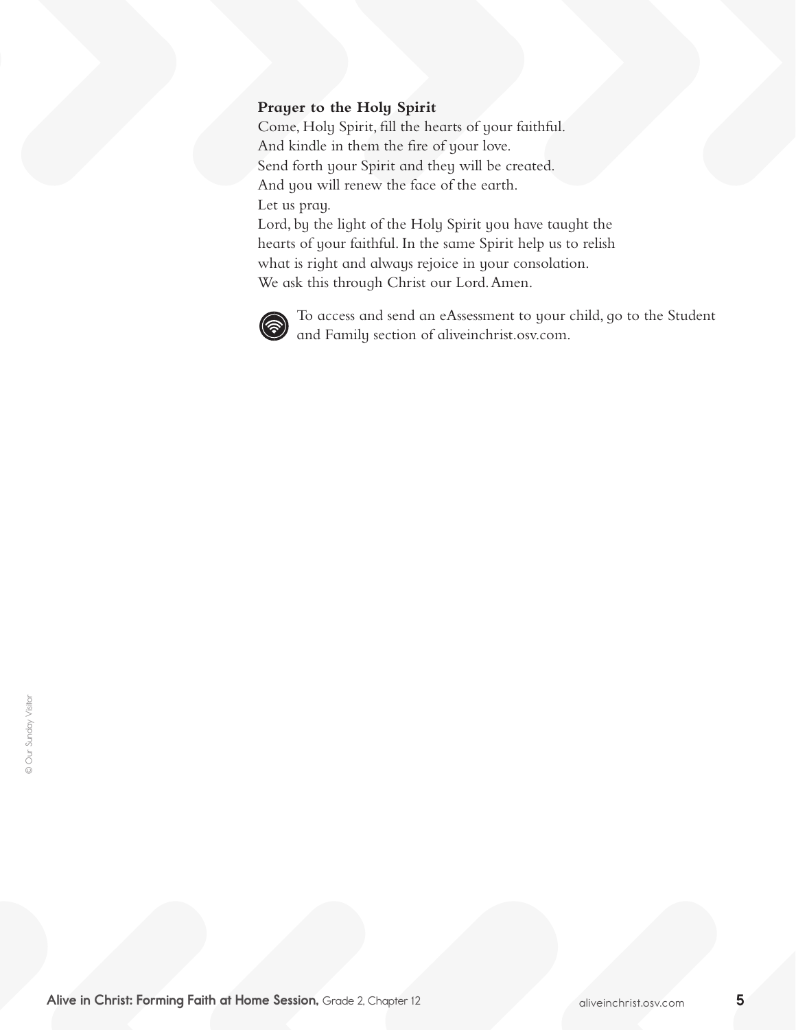**Prayer to the Holy Spirit**

Come, Holy Spirit, fill the hearts of your faithful.
And kindle in them the fire of your love.
Send forth your Spirit and they will be created.
And you will renew the face of the earth.
Let us pray.
Lord, by the light of the Holy Spirit you have taught the hearts of your faithful. In the same Spirit help us to relish what is right and always rejoice in your consolation. We ask this through Christ our Lord. Amen.

To access and send an eAssessment to your child, go to the Student and Family section of aliveinchrist.osv.com.